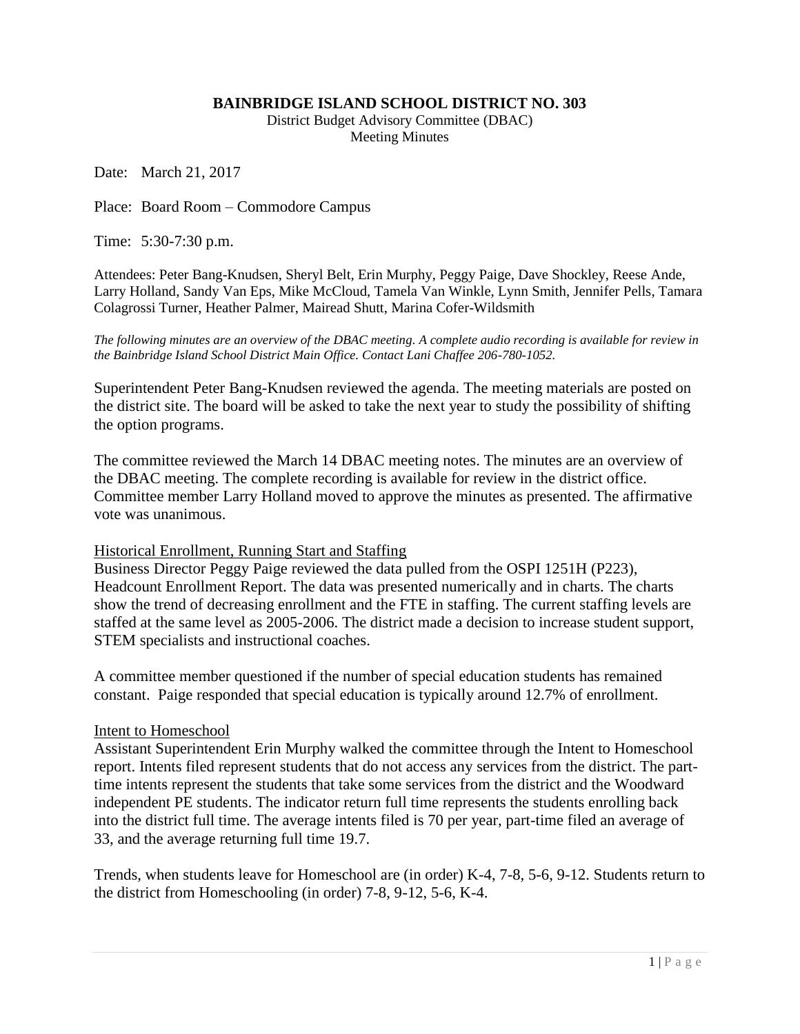**BAINBRIDGE ISLAND SCHOOL DISTRICT NO. 303**

District Budget Advisory Committee (DBAC)
Meeting Minutes

Date: March 21, 2017

Place: Board Room – Commodore Campus

Time: 5:30-7:30 p.m.

Attendees: Peter Bang-Knudsen, Sheryl Belt, Erin Murphy, Peggy Paige, Dave Shockley, Reese Ande, Larry Holland, Sandy Van Eps, Mike McCloud, Tamela Van Winkle, Lynn Smith, Jennifer Pells, Tamara Colagrossi Turner, Heather Palmer, Mairead Shutt, Marina Cofer-Wildsmith

*The following minutes are an overview of the DBAC meeting. A complete audio recording is available for review in the Bainbridge Island School District Main Office. Contact Lani Chaffee 206-780-1052.*

Superintendent Peter Bang-Knudsen reviewed the agenda. The meeting materials are posted on the district site. The board will be asked to take the next year to study the possibility of shifting the option programs.

The committee reviewed the March 14 DBAC meeting notes. The minutes are an overview of the DBAC meeting. The complete recording is available for review in the district office. Committee member Larry Holland moved to approve the minutes as presented. The affirmative vote was unanimous.

<u>Historical Enrollment, Running Start and Staffing</u>

Business Director Peggy Paige reviewed the data pulled from the OSPI 1251H (P223), Headcount Enrollment Report. The data was presented numerically and in charts. The charts show the trend of decreasing enrollment and the FTE in staffing. The current staffing levels are staffed at the same level as 2005-2006. The district made a decision to increase student support, STEM specialists and instructional coaches.

A committee member questioned if the number of special education students has remained constant. Paige responded that special education is typically around 12.7% of enrollment.

<u>Intent to Homeschool</u>

Assistant Superintendent Erin Murphy walked the committee through the Intent to Homeschool report. Intents filed represent students that do not access any services from the district. The part-time intents represent the students that take some services from the district and the Woodward independent PE students. The indicator return full time represents the students enrolling back into the district full time. The average intents filed is 70 per year, part-time filed an average of 33, and the average returning full time 19.7.

Trends, when students leave for Homeschool are (in order) K-4, 7-8, 5-6, 9-12. Students return to the district from Homeschooling (in order) 7-8, 9-12, 5-6, K-4.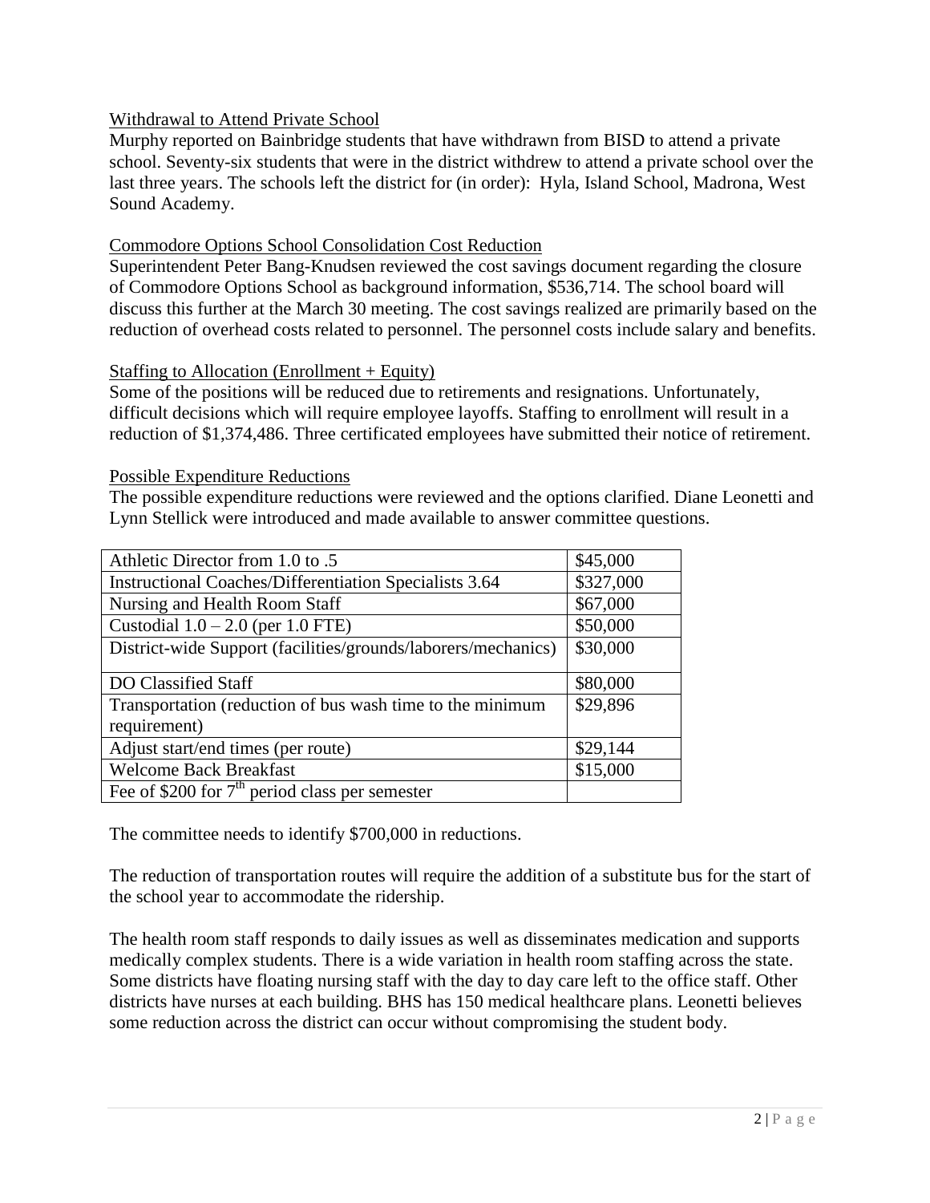Withdrawal to Attend Private School

Murphy reported on Bainbridge students that have withdrawn from BISD to attend a private school. Seventy-six students that were in the district withdrew to attend a private school over the last three years. The schools left the district for (in order): Hyla, Island School, Madrona, West Sound Academy.

Commodore Options School Consolidation Cost Reduction

Superintendent Peter Bang-Knudsen reviewed the cost savings document regarding the closure of Commodore Options School as background information, $536,714. The school board will discuss this further at the March 30 meeting. The cost savings realized are primarily based on the reduction of overhead costs related to personnel. The personnel costs include salary and benefits.

Staffing to Allocation (Enrollment + Equity)

Some of the positions will be reduced due to retirements and resignations. Unfortunately, difficult decisions which will require employee layoffs. Staffing to enrollment will result in a reduction of $1,374,486. Three certificated employees have submitted their notice of retirement.

Possible Expenditure Reductions

The possible expenditure reductions were reviewed and the options clarified. Diane Leonetti and Lynn Stellick were introduced and made available to answer committee questions.

| | |
|---|---|
| Athletic Director from 1.0 to .5 | $45,000 |
| Instructional Coaches/Differentiation Specialists 3.64 | $327,000 |
| Nursing and Health Room Staff | $67,000 |
| Custodial 1.0 – 2.0 (per 1.0 FTE) | $50,000 |
| District-wide Support (facilities/grounds/laborers/mechanics) | $30,000 |
| DO Classified Staff | $80,000 |
| Transportation (reduction of bus wash time to the minimum requirement) | $29,896 |
| Adjust start/end times (per route) | $29,144 |
| Welcome Back Breakfast | $15,000 |
| Fee of $200 for 7th period class per semester | |

The committee needs to identify $700,000 in reductions.

The reduction of transportation routes will require the addition of a substitute bus for the start of the school year to accommodate the ridership.

The health room staff responds to daily issues as well as disseminates medication and supports medically complex students. There is a wide variation in health room staffing across the state. Some districts have floating nursing staff with the day to day care left to the office staff. Other districts have nurses at each building. BHS has 150 medical healthcare plans. Leonetti believes some reduction across the district can occur without compromising the student body.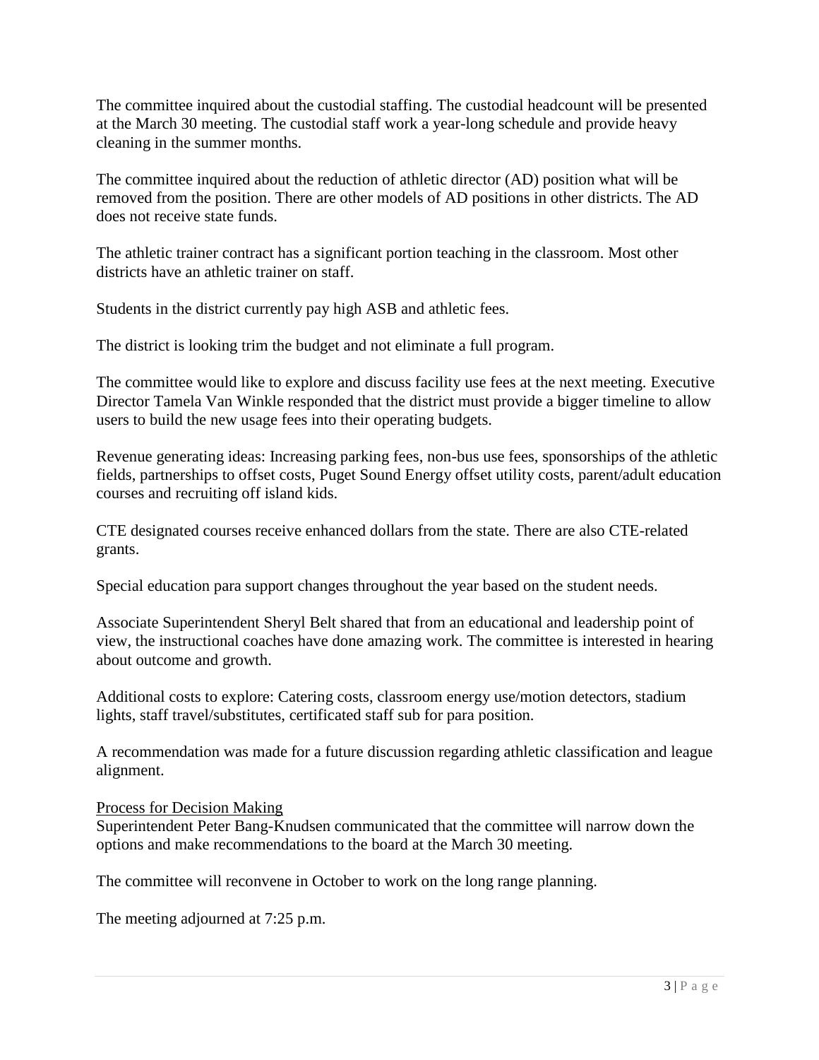The committee inquired about the custodial staffing. The custodial headcount will be presented at the March 30 meeting. The custodial staff work a year-long schedule and provide heavy cleaning in the summer months.

The committee inquired about the reduction of athletic director (AD) position what will be removed from the position. There are other models of AD positions in other districts. The AD does not receive state funds.

The athletic trainer contract has a significant portion teaching in the classroom. Most other districts have an athletic trainer on staff.

Students in the district currently pay high ASB and athletic fees.

The district is looking trim the budget and not eliminate a full program.

The committee would like to explore and discuss facility use fees at the next meeting. Executive Director Tamela Van Winkle responded that the district must provide a bigger timeline to allow users to build the new usage fees into their operating budgets.

Revenue generating ideas: Increasing parking fees, non-bus use fees, sponsorships of the athletic fields, partnerships to offset costs, Puget Sound Energy offset utility costs, parent/adult education courses and recruiting off island kids.

CTE designated courses receive enhanced dollars from the state. There are also CTE-related grants.

Special education para support changes throughout the year based on the student needs.

Associate Superintendent Sheryl Belt shared that from an educational and leadership point of view, the instructional coaches have done amazing work. The committee is interested in hearing about outcome and growth.

Additional costs to explore: Catering costs, classroom energy use/motion detectors, stadium lights, staff travel/substitutes, certificated staff sub for para position.

A recommendation was made for a future discussion regarding athletic classification and league alignment.

<u>Process for Decision Making</u>

Superintendent Peter Bang-Knudsen communicated that the committee will narrow down the options and make recommendations to the board at the March 30 meeting.

The committee will reconvene in October to work on the long range planning.

The meeting adjourned at 7:25 p.m.